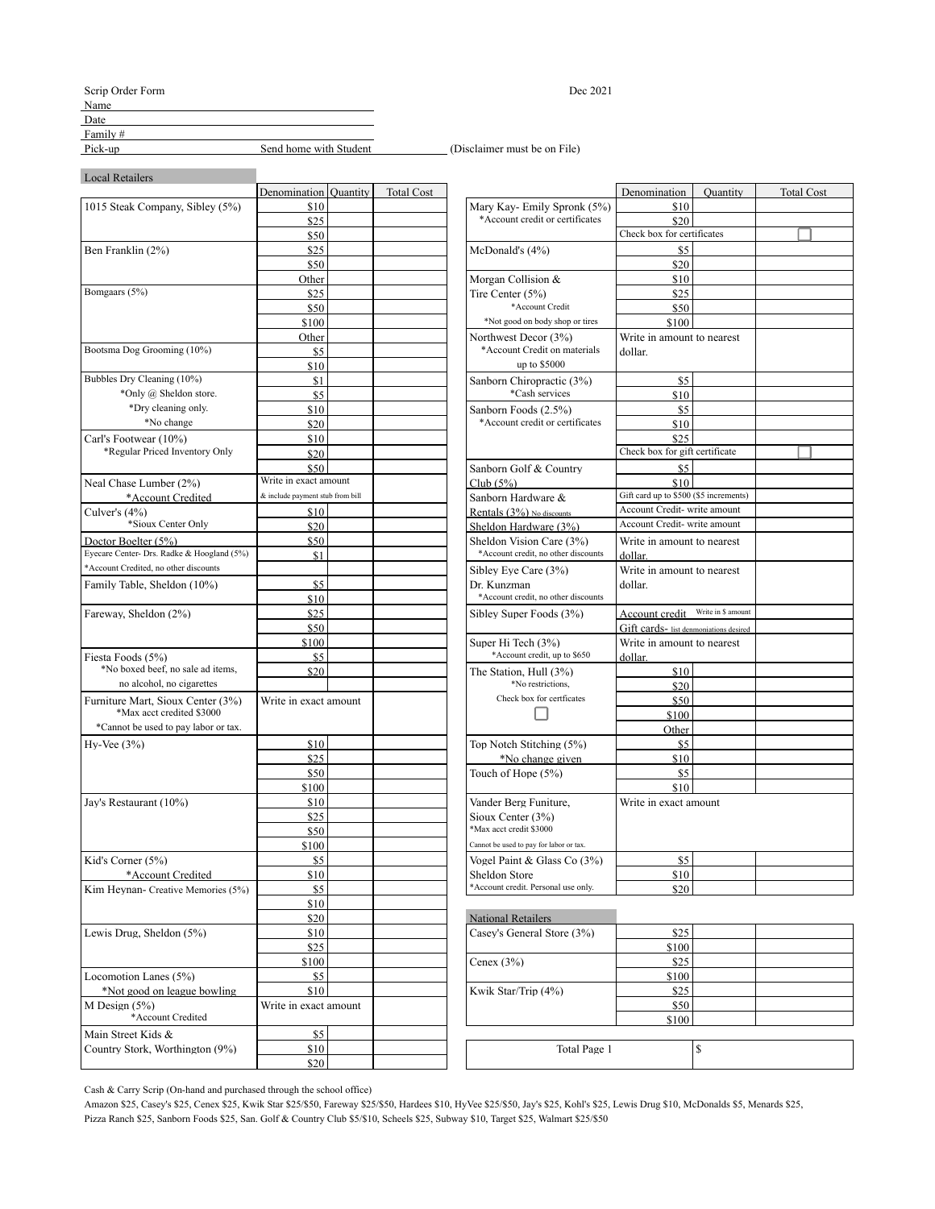Scrip Order Form

Dec 2021

Name \_\_\_\_\_\_\_\_\_\_\_\_\_\_\_\_\_\_\_\_

Date \_\_\_\_\_\_\_\_\_\_\_\_\_\_\_\_\_\_\_\_

Family # \_\_\_\_\_\_\_\_\_\_\_\_\_\_\_\_\_\_\_\_

Pick-up \_\_\_\_\_\_\_\_ Send home with Student \_\_\_\_\_\_\_\_ (Disclaimer must be on File)

## Local Retailers

| | Denomination | Quantity | Total Cost |
|---|---|---|---|
| 1015 Steak Company, Sibley (5%) | $10 | | |
| | $25 | | |
| | $50 | | |
| Ben Franklin (2%) | $25 | | |
| | $50 | | |
| | Other | | |
| Bomgaars (5%) | $25 | | |
| | $50 | | |
| | $100 | | |
| | Other | | |
| Bootsma Dog Grooming (10%) | $5 | | |
| | $10 | | |
| Bubbles Dry Cleaning (10%) *Only @ Sheldon store. *Dry cleaning only. *No change | $1 | | |
| | $5 | | |
| | $10 | | |
| | $20 | | |
| Carl's Footwear (10%) *Regular Priced Inventory Only | $10 | | |
| | $20 | | |
| | $50 | | |
| Neal Chase Lumber (2%) *Account Credited | Write in exact amount & include payment stub from bill | | |
| Culver's (4%) *Sioux Center Only | $10 | | |
| | $20 | | |
| Doctor Boelter (5%) | $50 | | |
| Eyecare Center- Drs. Radke & Hoogland (5%) *Account Credited, no other discounts | $1 | | |
| Family Table, Sheldon (10%) | $5 | | |
| | $10 | | |
| Fareway, Sheldon (2%) | $25 | | |
| | $50 | | |
| | $100 | | |
| Fiesta Foods (5%) *No boxed beef, no sale ad items, no alcohol, no cigarettes | $5 | | |
| | $20 | | |
| Furniture Mart, Sioux Center (3%) *Max acct credited $3000 *Cannot be used to pay labor or tax. | Write in exact amount | | |
| Hy-Vee (3%) | $10 | | |
| | $25 | | |
| | $50 | | |
| | $100 | | |
| Jay's Restaurant (10%) | $10 | | |
| | $25 | | |
| | $50 | | |
| | $100 | | |
| Kid's Corner (5%) *Account Credited | $5 | | |
| | $10 | | |
| Kim Heynan- Creative Memories (5%) | $5 | | |
| | $10 | | |
| | $20 | | |
| Lewis Drug, Sheldon (5%) | $10 | | |
| | $25 | | |
| | $100 | | |
| Locomotion Lanes (5%) *Not good on league bowling | $5 | | |
| | $10 | | |
| M Design (5%) *Account Credited | Write in exact amount | | |
| Main Street Kids & Country Stork, Worthington (9%) | $5 | | |
| | $10 | | |
| | $20 | | |

| | Denomination | Quantity | Total Cost |
|---|---|---|---|
| Mary Kay- Emily Spronk (5%) *Account credit or certificates | $10 | | |
| | $20 | | |
| | Check box for certificates | | ☐ |
| McDonald's (4%) | $5 | | |
| | $20 | | |
| Morgan Collision & Tire Center (5%) *Account Credit *Not good on body shop or tires | $10 | | |
| | $25 | | |
| | $50 | | |
| | $100 | | |
| Northwest Decor (3%) *Account Credit on materials up to $5000 | Write in amount to nearest dollar. | | |
| Sanborn Chiropractic (3%) *Cash services | $5 | | |
| | $10 | | |
| Sanborn Foods (2.5%) *Account credit or certificates | $5 | | |
| | $10 | | |
| | $25 | | |
| | Check box for gift certificate | | ☐ |
| Sanborn Golf & Country Club (5%) | $5 | | |
| | $10 | | |
| Sanborn Hardware & Rentals (3%) No discounts | Gift card up to $500 ($5 increments) | | |
| | Account Credit- write amount | | |
| Sheldon Hardware (3%) | Account Credit- write amount | | |
| Sheldon Vision Care (3%) *Account credit, no other discounts | Write in amount to nearest dollar. | | |
| Sibley Eye Care (3%) Dr. Kunzman *Account credit, no other discounts | Write in amount to nearest dollar. | | |
| Sibley Super Foods (3%) | Account credit Write in $ amount | | |
| | Gift cards- list denmoniations desired | | |
| Super Hi Tech (3%) *Account credit, up to $650 | Write in amount to nearest dollar. | | |
| The Station, Hull (3%) *No restrictions, Check box for certficates ☐ | $10 | | |
| | $20 | | |
| | $50 | | |
| | $100 | | |
| | Other | | |
| Top Notch Stitching (5%) *No change given | $5 | | |
| | $10 | | |
| Touch of Hope (5%) | $5 | | |
| | $10 | | |
| Vander Berg Funiture, Sioux Center (3%) *Max acct credit $3000 Cannot be used to pay for labor or tax. | Write in exact amount | | |
| Vogel Paint & Glass Co (3%) Sheldon Store *Account credit. Personal use only. | $5 | | |
| | $10 | | |
| | $20 | | |

## National Retailers

| | Denomination | Quantity | Total Cost |
|---|---|---|---|
| Casey's General Store (3%) | $25 | | |
| | $100 | | |
| Cenex (3%) | $25 | | |
| | $100 | | |
| Kwik Star/Trip (4%) | $25 | | |
| | $50 | | |
| | $100 | | |

| Total Page 1 | $ |
|---|---|

Cash & Carry Scrip (On-hand and purchased through the school office)

Amazon $25, Casey's $25, Cenex $25, Kwik Star $25/$50, Fareway $25/$50, Hardees $10, HyVee $25/$50, Jay's $25, Kohl's $25, Lewis Drug $10, McDonalds $5, Menards $25, Pizza Ranch $25, Sanborn Foods $25, San. Golf & Country Club $5/$10, Scheels $25, Subway $10, Target $25, Walmart $25/$50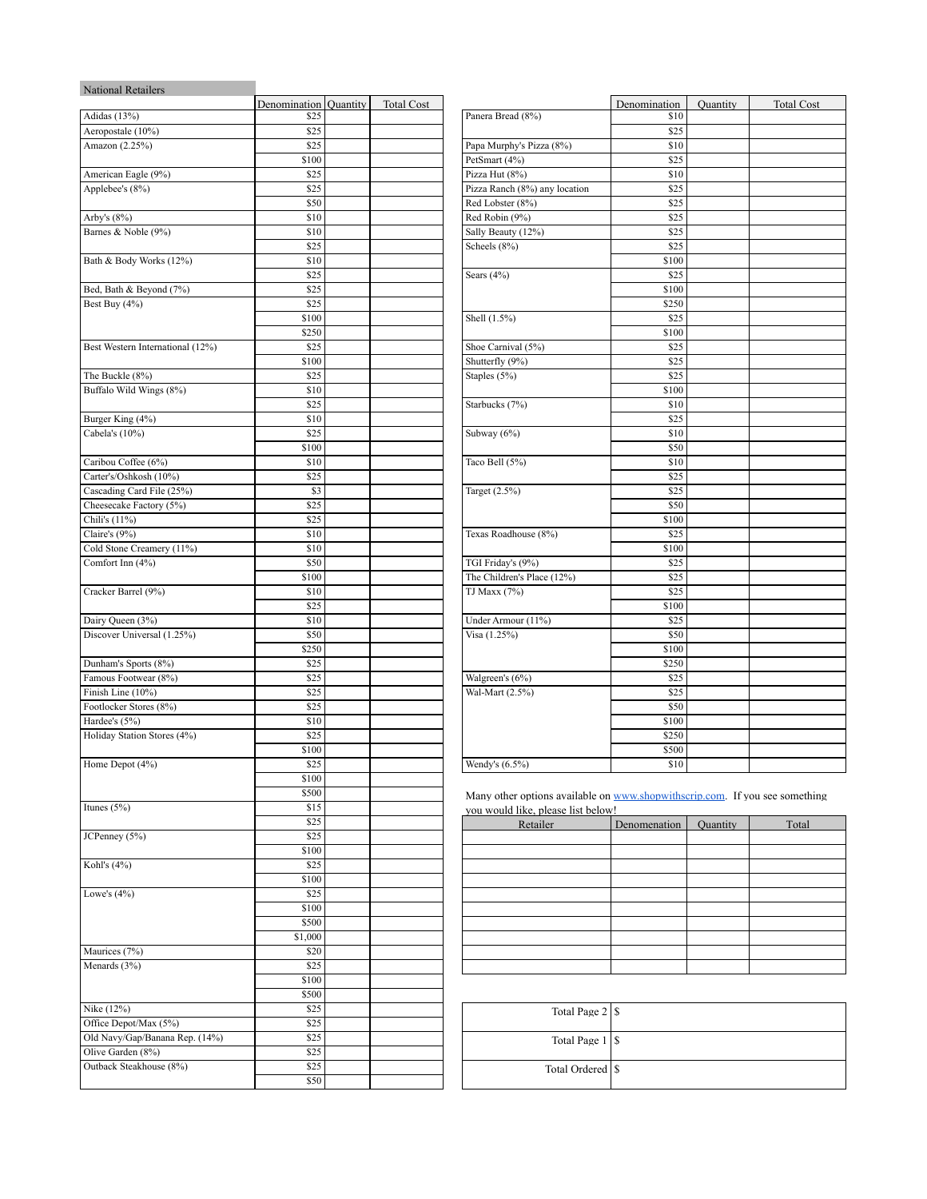National Retailers

| | Denomination | Quantity | Total Cost |
|---|---|---|---|
| Adidas (13%) | $25 | | |
| Aeropostale (10%) | $25 | | |
| Amazon (2.25%) | $25 | | |
| | $100 | | |
| American Eagle (9%) | $25 | | |
| Applebee's (8%) | $25 | | |
| | $50 | | |
| Arby's (8%) | $10 | | |
| Barnes & Noble (9%) | $10 | | |
| | $25 | | |
| Bath & Body Works (12%) | $10 | | |
| | $25 | | |
| Bed, Bath & Beyond (7%) | $25 | | |
| Best Buy (4%) | $25 | | |
| | $100 | | |
| | $250 | | |
| Best Western International (12%) | $25 | | |
| | $100 | | |
| The Buckle (8%) | $25 | | |
| Buffalo Wild Wings (8%) | $10 | | |
| | $25 | | |
| Burger King (4%) | $10 | | |
| Cabela's (10%) | $25 | | |
| | $100 | | |
| Caribou Coffee (6%) | $10 | | |
| Carter's/Oshkosh (10%) | $25 | | |
| Cascading Card File (25%) | $3 | | |
| Cheesecake Factory (5%) | $25 | | |
| Chili's (11%) | $25 | | |
| Claire's (9%) | $10 | | |
| Cold Stone Creamery (11%) | $10 | | |
| Comfort Inn (4%) | $50 | | |
| | $100 | | |
| Cracker Barrel (9%) | $10 | | |
| | $25 | | |
| Dairy Queen (3%) | $10 | | |
| Discover Universal (1.25%) | $50 | | |
| | $250 | | |
| Dunham's Sports (8%) | $25 | | |
| Famous Footwear (8%) | $25 | | |
| Finish Line (10%) | $25 | | |
| Footlocker Stores (8%) | $25 | | |
| Hardee's (5%) | $10 | | |
| Holiday Station Stores (4%) | $25 | | |
| | $100 | | |
| Home Depot (4%) | $25 | | |
| | $100 | | |
| | $500 | | |
| Itunes (5%) | $15 | | |
| | $25 | | |
| JCPenney (5%) | $25 | | |
| | $100 | | |
| Kohl's (4%) | $25 | | |
| | $100 | | |
| Lowe's (4%) | $25 | | |
| | $100 | | |
| | $500 | | |
| | $1,000 | | |
| Maurices (7%) | $20 | | |
| Menards (3%) | $25 | | |
| | $100 | | |
| | $500 | | |
| Nike (12%) | $25 | | |
| Office Depot/Max (5%) | $25 | | |
| Old Navy/Gap/Banana Rep. (14%) | $25 | | |
| Olive Garden (8%) | $25 | | |
| Outback Steakhouse (8%) | $25 | | |
| | $50 | | |

| | Denomination | Quantity | Total Cost |
|---|---|---|---|
| Panera Bread (8%) | $10 | | |
| | $25 | | |
| Papa Murphy's Pizza (8%) | $10 | | |
| PetSmart (4%) | $25 | | |
| Pizza Hut (8%) | $10 | | |
| Pizza Ranch (8%) any location | $25 | | |
| Red Lobster (8%) | $25 | | |
| Red Robin (9%) | $25 | | |
| Sally Beauty (12%) | $25 | | |
| Scheels (8%) | $25 | | |
| | $100 | | |
| Sears (4%) | $25 | | |
| | $100 | | |
| | $250 | | |
| Shell (1.5%) | $25 | | |
| | $100 | | |
| Shoe Carnival (5%) | $25 | | |
| Shutterfly (9%) | $25 | | |
| Staples (5%) | $25 | | |
| | $100 | | |
| Starbucks (7%) | $10 | | |
| | $25 | | |
| Subway (6%) | $10 | | |
| | $50 | | |
| Taco Bell (5%) | $10 | | |
| | $25 | | |
| Target (2.5%) | $25 | | |
| | $50 | | |
| | $100 | | |
| Texas Roadhouse (8%) | $25 | | |
| | $100 | | |
| TGI Friday's (9%) | $25 | | |
| The Children's Place (12%) | $25 | | |
| TJ Maxx (7%) | $25 | | |
| | $100 | | |
| Under Armour (11%) | $25 | | |
| Visa (1.25%) | $50 | | |
| | $100 | | |
| | $250 | | |
| Walgreen's (6%) | $25 | | |
| Wal-Mart (2.5%) | $25 | | |
| | $50 | | |
| | $100 | | |
| | $250 | | |
| | $500 | | |
| Wendy's (6.5%) | $10 | | |

Many other options available on www.shopwithscrip.com. If you see something you would like, please list below!

| Retailer | Denomenation | Quantity | Total |
|---|---|---|---|
| | | | |
| | | | |
| | | | |
| | | | |
| | | | |
| | | | |
| | | | |
| | | | |
| | | | |
| | | | |

| | |
|---|---|
| Total Page 2 | $ |
| Total Page 1 | $ |
| Total Ordered | $ |